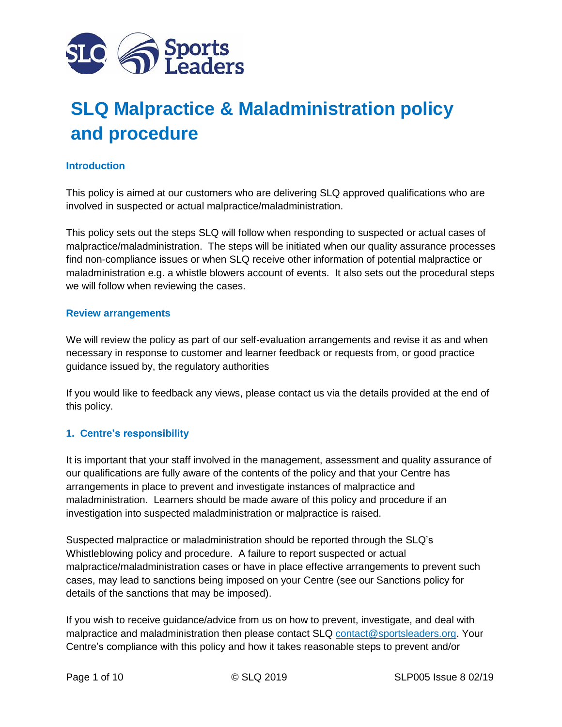# SLQ Malpractice & Maladministration policy and procedure

### Introduction

This policy is aimed at our customers who are delivering SLQ approved qualifications who are involved in suspected or actual malpractice/maladministration.

This policy sets out the steps SLQ will follow when responding to suspected or actual cases of malpractice/maladministration. The steps will be initiated when our quality assurance processes find non-compliance issues or when SLQ receive other information of potential malpractice or maladministration e.g. a whistle blowers account of events. It also sets out the procedural steps we will follow when reviewing the cases.

### Review arrangements

We will review the policy as part of our self-evaluation arrangements and revise it as and when necessary in response to customer and learner feedback or requests from, or good practice guidance issued by, the regulatory authorities

If you would like to feedback any views, please contact us via the details provided at the end of this policy.

### 1. Centre's responsibility

It is important that your staff involved in the management, assessment and quality assurance of our qualifications are fully aware of the contents of the policy and that your Centre has arrangements in place to prevent and investigate instances of malpractice and maladministration. Learners should be made aware of this policy and procedure if an investigation into suspected maladministration or malpractice is raised.

Suspected malpractice or maladministration should be reported through the SLQ's Whistleblowing policy and procedure. A failure to report suspected or actual malpractice/maladministration cases or have in place effective arrangements to prevent such cases, may lead to sanctions being imposed on your Centre (see our Sanctions policy for details of the sanctions that may be imposed).

If you wish to receive guidance/advice from us on how to prevent, investigate, and deal with malpractice and maladministration then please contact SLQ contact@sportsleaders.org. Your Centre's compliance with this policy and how it takes reasonable steps to prevent and/or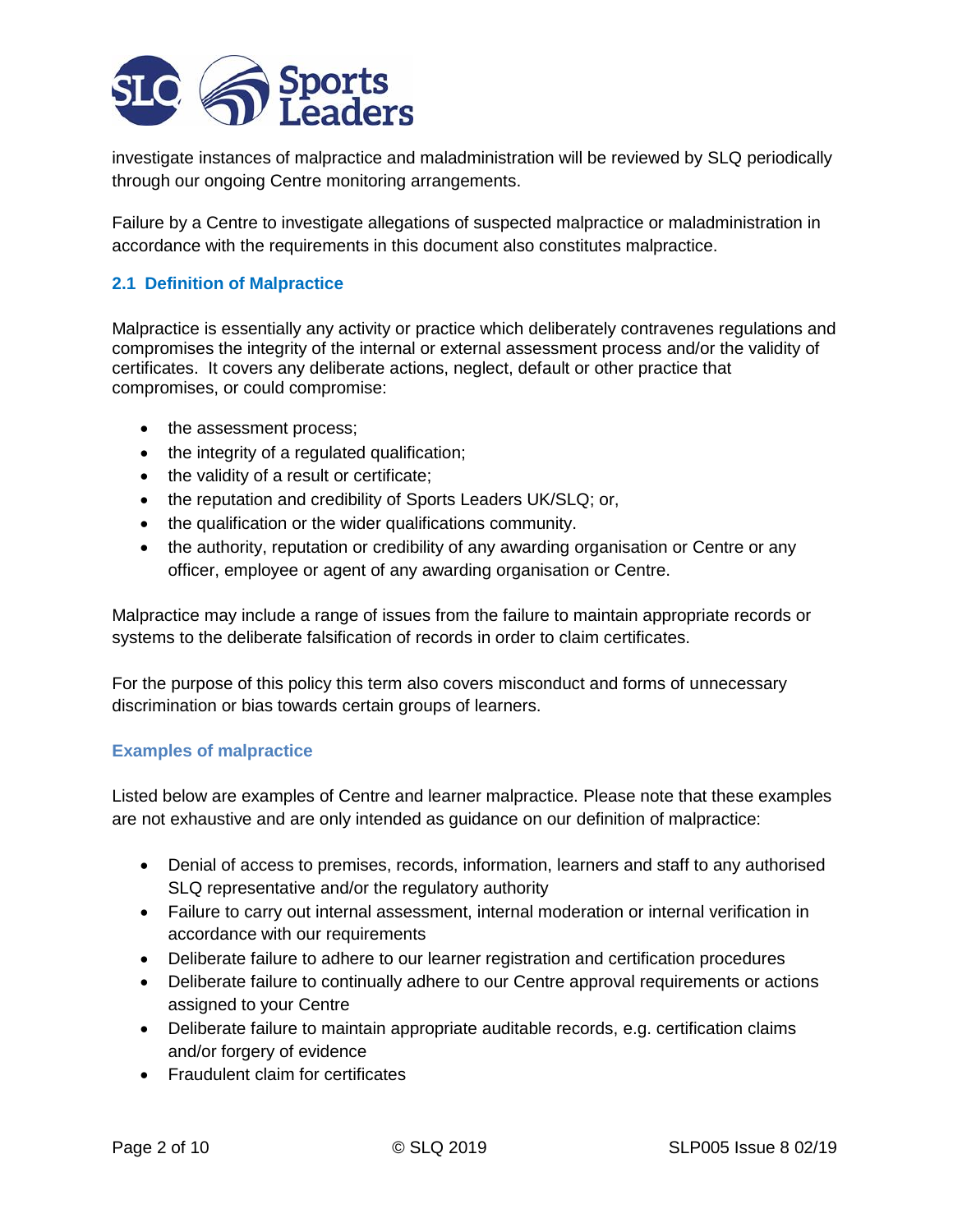investigate instances of malpractice and maladministration will be reviewed by SLQ periodically through our ongoing Centre monitoring arrangements.

Failure by a Centre to investigate allegations of suspected malpractice or maladministration in accordance with the requirements in this document also constitutes malpractice.

### 2.1 Definition of Malpractice

Malpractice is essentially any activity or practice which deliberately contravenes regulations and compromises the integrity of the internal or external assessment process and/or the validity of certificates. It covers any deliberate actions, neglect, default or other practice that compromises, or could compromise:

- the assessment process;
- the integrity of a regulated qualification;
- the validity of a result or certificate;
- the reputation and credibility of Sports Leaders UK/SLQ; or,
- the qualification or the wider qualifications community.
- the authority, reputation or credibility of any awarding organisation or Centre or any officer, employee or agent of any awarding organisation or Centre.

Malpractice may include a range of issues from the failure to maintain appropriate records or systems to the deliberate falsification of records in order to claim certificates.

For the purpose of this policy this term also covers misconduct and forms of unnecessary discrimination or bias towards certain groups of learners.

#### Examples of malpractice

Listed below are examples of Centre and learner malpractice. Please note that these examples are not exhaustive and are only intended as guidance on our definition of malpractice:

- Denial of access to premises, records, information, learners and staff to any authorised SLQ representative and/or the regulatory authority
- Failure to carry out internal assessment, internal moderation or internal verification in accordance with our requirements
- Deliberate failure to adhere to our learner registration and certification procedures
- Deliberate failure to continually adhere to our Centre approval requirements or actions assigned to your Centre
- Deliberate failure to maintain appropriate auditable records, e.g. certification claims and/or forgery of evidence
- Fraudulent claim for certificates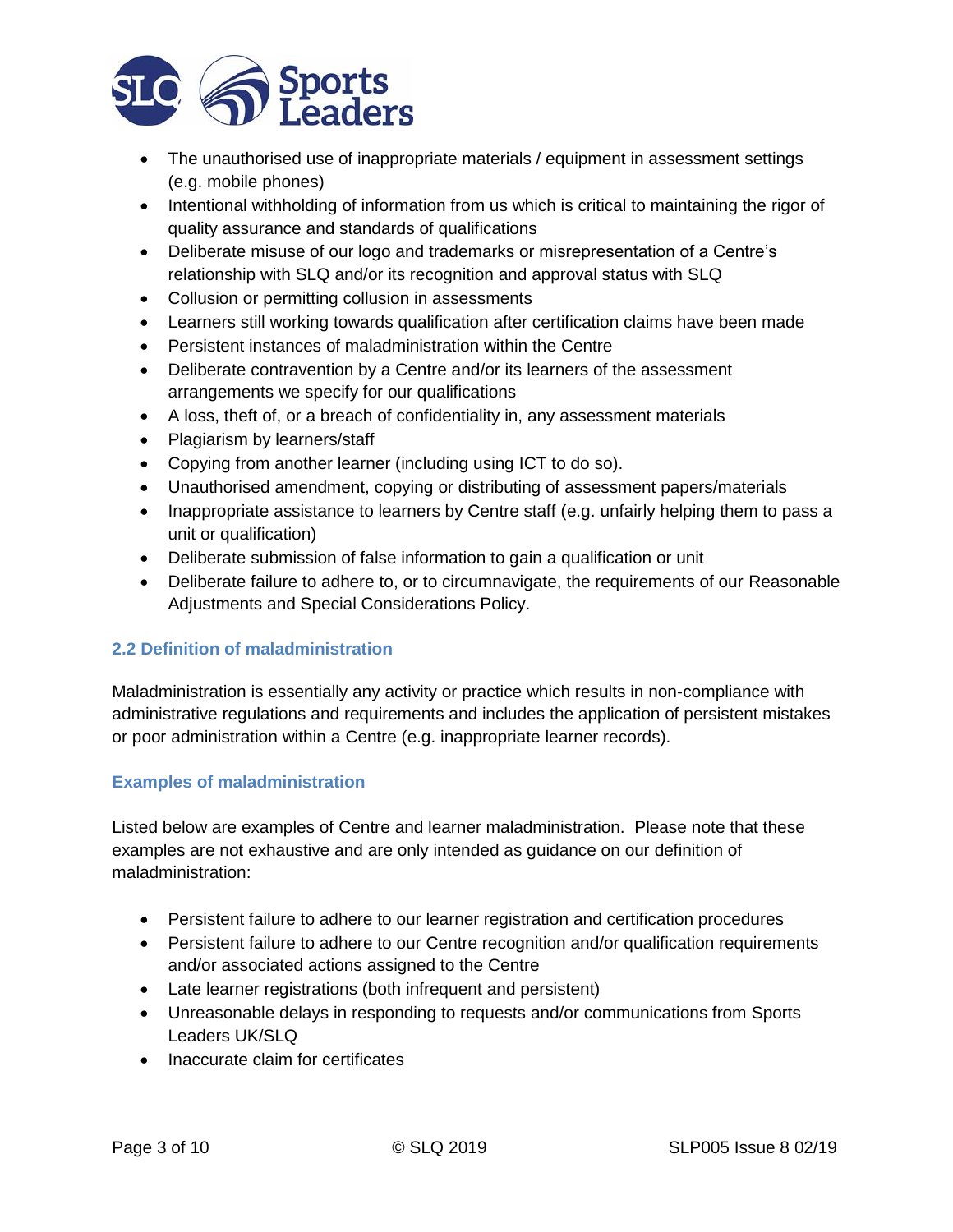- The unauthorised use of inappropriate materials / equipment in assessment settings (e.g. mobile phones)
- Intentional withholding of information from us which is critical to maintaining the rigor of quality assurance and standards of qualifications
- Deliberate misuse of our logo and trademarks or misrepresentation of a Centre's relationship with SLQ and/or its recognition and approval status with SLQ
- Collusion or permitting collusion in assessments
- Learners still working towards qualification after certification claims have been made
- Persistent instances of maladministration within the Centre
- Deliberate contravention by a Centre and/or its learners of the assessment arrangements we specify for our qualifications
- A loss, theft of, or a breach of confidentiality in, any assessment materials
- Plagiarism by learners/staff
- Copying from another learner (including using ICT to do so).
- Unauthorised amendment, copying or distributing of assessment papers/materials
- Inappropriate assistance to learners by Centre staff (e.g. unfairly helping them to pass a unit or qualification)
- Deliberate submission of false information to gain a qualification or unit
- Deliberate failure to adhere to, or to circumnavigate, the requirements of our Reasonable Adjustments and Special Considerations Policy.

### 2.2 Definition of maladministration

Maladministration is essentially any activity or practice which results in non-compliance with administrative regulations and requirements and includes the application of persistent mistakes or poor administration within a Centre (e.g. inappropriate learner records).

### Examples of maladministration

Listed below are examples of Centre and learner maladministration. Please note that these examples are not exhaustive and are only intended as guidance on our definition of maladministration:

- Persistent failure to adhere to our learner registration and certification procedures
- Persistent failure to adhere to our Centre recognition and/or qualification requirements and/or associated actions assigned to the Centre
- Late learner registrations (both infrequent and persistent)
- Unreasonable delays in responding to requests and/or communications from Sports Leaders UK/SLQ
- Inaccurate claim for certificates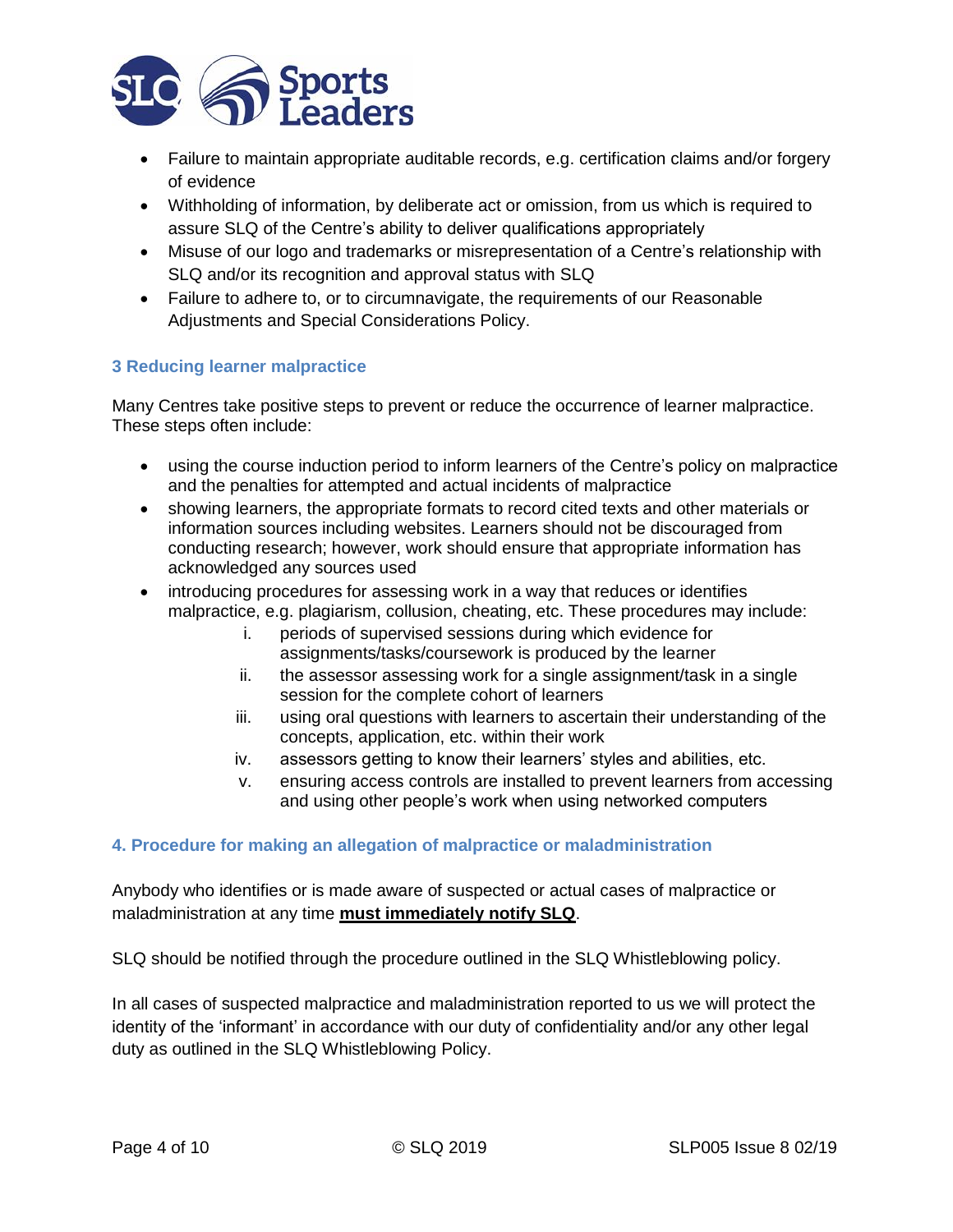- Failure to maintain appropriate auditable records, e.g. certification claims and/or forgery of evidence
- Withholding of information, by deliberate act or omission, from us which is required to assure SLQ of the Centre's ability to deliver qualifications appropriately
- Misuse of our logo and trademarks or misrepresentation of a Centre's relationship with SLQ and/or its recognition and approval status with SLQ
- Failure to adhere to, or to circumnavigate, the requirements of our Reasonable Adjustments and Special Considerations Policy.

### 3 Reducing learner malpractice

Many Centres take positive steps to prevent or reduce the occurrence of learner malpractice. These steps often include:

- using the course induction period to inform learners of the Centre's policy on malpractice and the penalties for attempted and actual incidents of malpractice
- showing learners, the appropriate formats to record cited texts and other materials or information sources including websites. Learners should not be discouraged from conducting research; however, work should ensure that appropriate information has acknowledged any sources used
- introducing procedures for assessing work in a way that reduces or identifies malpractice, e.g. plagiarism, collusion, cheating, etc. These procedures may include:
  - i. periods of supervised sessions during which evidence for assignments/tasks/coursework is produced by the learner
  - ii. the assessor assessing work for a single assignment/task in a single session for the complete cohort of learners
  - iii. using oral questions with learners to ascertain their understanding of the concepts, application, etc. within their work
  - iv. assessors getting to know their learners' styles and abilities, etc.
  - v. ensuring access controls are installed to prevent learners from accessing and using other people's work when using networked computers

### 4. Procedure for making an allegation of malpractice or maladministration

Anybody who identifies or is made aware of suspected or actual cases of malpractice or maladministration at any time **must immediately notify SLQ**.

SLQ should be notified through the procedure outlined in the SLQ Whistleblowing policy.

In all cases of suspected malpractice and maladministration reported to us we will protect the identity of the 'informant' in accordance with our duty of confidentiality and/or any other legal duty as outlined in the SLQ Whistleblowing Policy.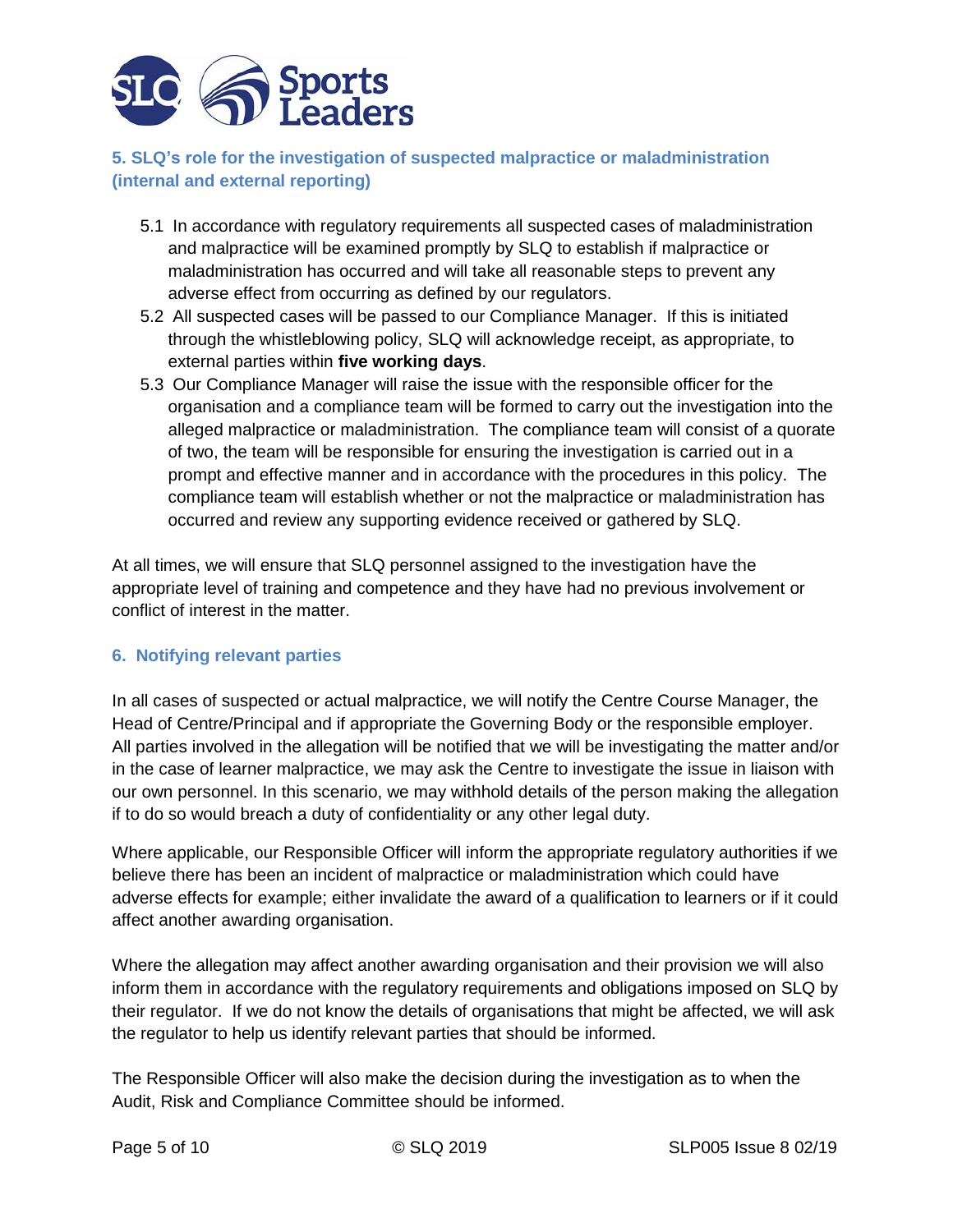## 5. SLQ's role for the investigation of suspected malpractice or maladministration (internal and external reporting)

5.1 In accordance with regulatory requirements all suspected cases of maladministration and malpractice will be examined promptly by SLQ to establish if malpractice or maladministration has occurred and will take all reasonable steps to prevent any adverse effect from occurring as defined by our regulators.

5.2 All suspected cases will be passed to our Compliance Manager. If this is initiated through the whistleblowing policy, SLQ will acknowledge receipt, as appropriate, to external parties within **five working days**.

5.3 Our Compliance Manager will raise the issue with the responsible officer for the organisation and a compliance team will be formed to carry out the investigation into the alleged malpractice or maladministration. The compliance team will consist of a quorate of two, the team will be responsible for ensuring the investigation is carried out in a prompt and effective manner and in accordance with the procedures in this policy. The compliance team will establish whether or not the malpractice or maladministration has occurred and review any supporting evidence received or gathered by SLQ.

At all times, we will ensure that SLQ personnel assigned to the investigation have the appropriate level of training and competence and they have had no previous involvement or conflict of interest in the matter.

## 6. Notifying relevant parties

In all cases of suspected or actual malpractice, we will notify the Centre Course Manager, the Head of Centre/Principal and if appropriate the Governing Body or the responsible employer. All parties involved in the allegation will be notified that we will be investigating the matter and/or in the case of learner malpractice, we may ask the Centre to investigate the issue in liaison with our own personnel. In this scenario, we may withhold details of the person making the allegation if to do so would breach a duty of confidentiality or any other legal duty.

Where applicable, our Responsible Officer will inform the appropriate regulatory authorities if we believe there has been an incident of malpractice or maladministration which could have adverse effects for example; either invalidate the award of a qualification to learners or if it could affect another awarding organisation.

Where the allegation may affect another awarding organisation and their provision we will also inform them in accordance with the regulatory requirements and obligations imposed on SLQ by their regulator. If we do not know the details of organisations that might be affected, we will ask the regulator to help us identify relevant parties that should be informed.

The Responsible Officer will also make the decision during the investigation as to when the Audit, Risk and Compliance Committee should be informed.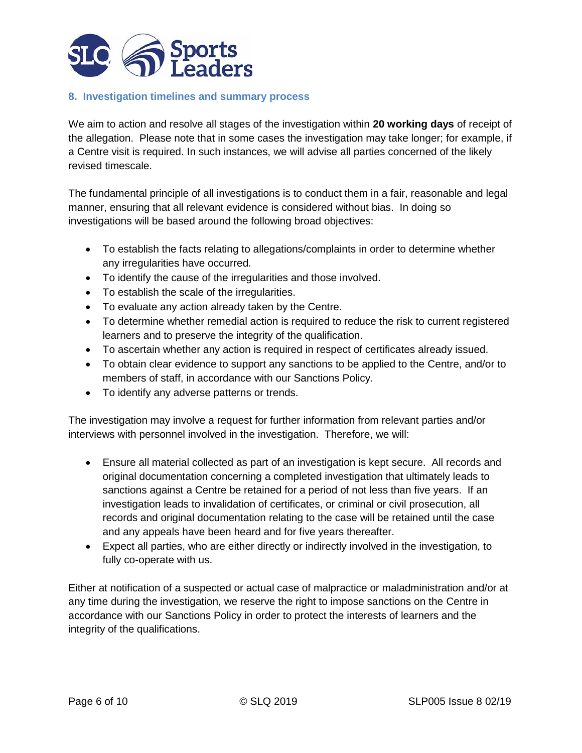## 8. Investigation timelines and summary process

We aim to action and resolve all stages of the investigation within **20 working days** of receipt of the allegation. Please note that in some cases the investigation may take longer; for example, if a Centre visit is required. In such instances, we will advise all parties concerned of the likely revised timescale.

The fundamental principle of all investigations is to conduct them in a fair, reasonable and legal manner, ensuring that all relevant evidence is considered without bias. In doing so investigations will be based around the following broad objectives:

- To establish the facts relating to allegations/complaints in order to determine whether any irregularities have occurred.
- To identify the cause of the irregularities and those involved.
- To establish the scale of the irregularities.
- To evaluate any action already taken by the Centre.
- To determine whether remedial action is required to reduce the risk to current registered learners and to preserve the integrity of the qualification.
- To ascertain whether any action is required in respect of certificates already issued.
- To obtain clear evidence to support any sanctions to be applied to the Centre, and/or to members of staff, in accordance with our Sanctions Policy.
- To identify any adverse patterns or trends.

The investigation may involve a request for further information from relevant parties and/or interviews with personnel involved in the investigation. Therefore, we will:

- Ensure all material collected as part of an investigation is kept secure. All records and original documentation concerning a completed investigation that ultimately leads to sanctions against a Centre be retained for a period of not less than five years. If an investigation leads to invalidation of certificates, or criminal or civil prosecution, all records and original documentation relating to the case will be retained until the case and any appeals have been heard and for five years thereafter.
- Expect all parties, who are either directly or indirectly involved in the investigation, to fully co-operate with us.

Either at notification of a suspected or actual case of malpractice or maladministration and/or at any time during the investigation, we reserve the right to impose sanctions on the Centre in accordance with our Sanctions Policy in order to protect the interests of learners and the integrity of the qualifications.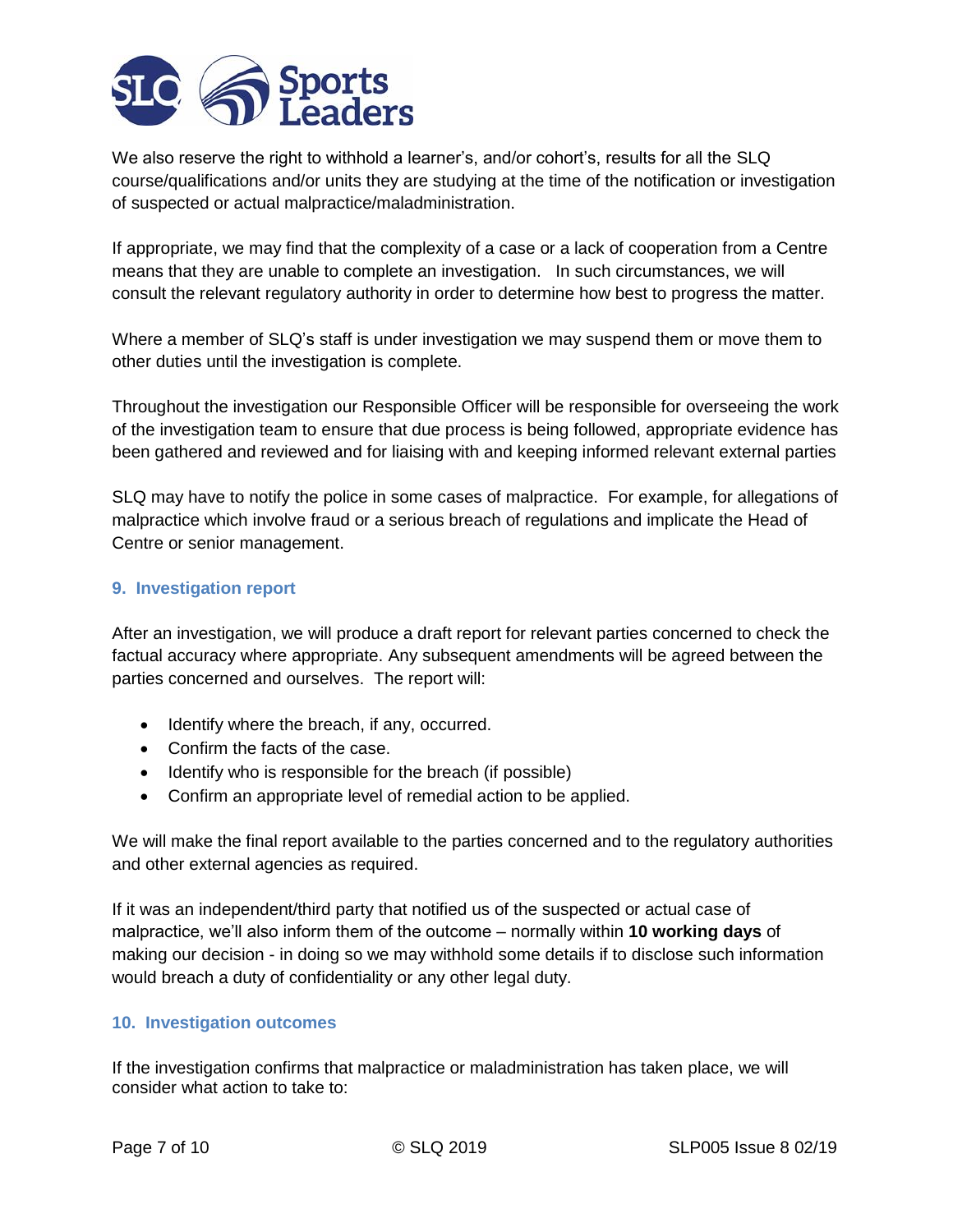We also reserve the right to withhold a learner's, and/or cohort's, results for all the SLQ course/qualifications and/or units they are studying at the time of the notification or investigation of suspected or actual malpractice/maladministration.

If appropriate, we may find that the complexity of a case or a lack of cooperation from a Centre means that they are unable to complete an investigation. In such circumstances, we will consult the relevant regulatory authority in order to determine how best to progress the matter.

Where a member of SLQ's staff is under investigation we may suspend them or move them to other duties until the investigation is complete.

Throughout the investigation our Responsible Officer will be responsible for overseeing the work of the investigation team to ensure that due process is being followed, appropriate evidence has been gathered and reviewed and for liaising with and keeping informed relevant external parties

SLQ may have to notify the police in some cases of malpractice. For example, for allegations of malpractice which involve fraud or a serious breach of regulations and implicate the Head of Centre or senior management.

### 9. Investigation report

After an investigation, we will produce a draft report for relevant parties concerned to check the factual accuracy where appropriate. Any subsequent amendments will be agreed between the parties concerned and ourselves. The report will:

- Identify where the breach, if any, occurred.
- Confirm the facts of the case.
- Identify who is responsible for the breach (if possible)
- Confirm an appropriate level of remedial action to be applied.

We will make the final report available to the parties concerned and to the regulatory authorities and other external agencies as required.

If it was an independent/third party that notified us of the suspected or actual case of malpractice, we'll also inform them of the outcome – normally within **10 working days** of making our decision - in doing so we may withhold some details if to disclose such information would breach a duty of confidentiality or any other legal duty.

### 10. Investigation outcomes

If the investigation confirms that malpractice or maladministration has taken place, we will consider what action to take to: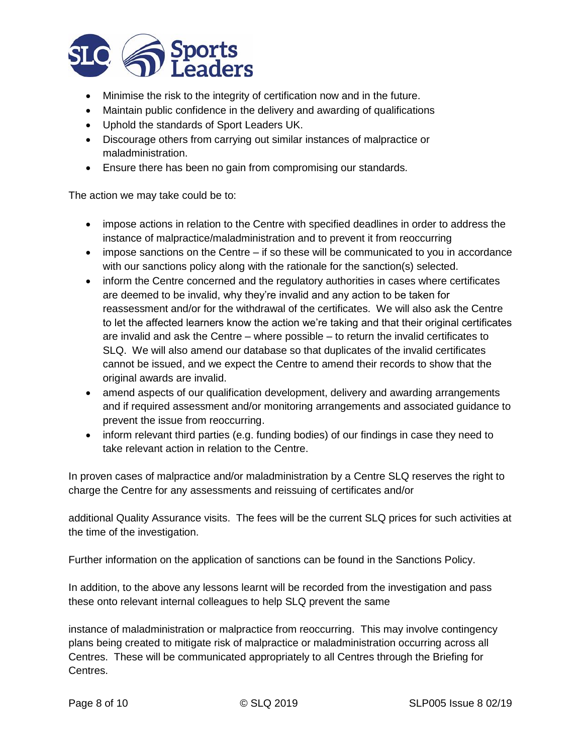- Minimise the risk to the integrity of certification now and in the future.
- Maintain public confidence in the delivery and awarding of qualifications
- Uphold the standards of Sport Leaders UK.
- Discourage others from carrying out similar instances of malpractice or maladministration.
- Ensure there has been no gain from compromising our standards.

The action we may take could be to:

- impose actions in relation to the Centre with specified deadlines in order to address the instance of malpractice/maladministration and to prevent it from reoccurring
- impose sanctions on the Centre – if so these will be communicated to you in accordance with our sanctions policy along with the rationale for the sanction(s) selected.
- inform the Centre concerned and the regulatory authorities in cases where certificates are deemed to be invalid, why they're invalid and any action to be taken for reassessment and/or for the withdrawal of the certificates. We will also ask the Centre to let the affected learners know the action we're taking and that their original certificates are invalid and ask the Centre – where possible – to return the invalid certificates to SLQ. We will also amend our database so that duplicates of the invalid certificates cannot be issued, and we expect the Centre to amend their records to show that the original awards are invalid.
- amend aspects of our qualification development, delivery and awarding arrangements and if required assessment and/or monitoring arrangements and associated guidance to prevent the issue from reoccurring.
- inform relevant third parties (e.g. funding bodies) of our findings in case they need to take relevant action in relation to the Centre.

In proven cases of malpractice and/or maladministration by a Centre SLQ reserves the right to charge the Centre for any assessments and reissuing of certificates and/or additional Quality Assurance visits. The fees will be the current SLQ prices for such activities at the time of the investigation.

Further information on the application of sanctions can be found in the Sanctions Policy.

In addition, to the above any lessons learnt will be recorded from the investigation and pass these onto relevant internal colleagues to help SLQ prevent the same instance of maladministration or malpractice from reoccurring. This may involve contingency plans being created to mitigate risk of malpractice or maladministration occurring across all Centres. These will be communicated appropriately to all Centres through the Briefing for Centres.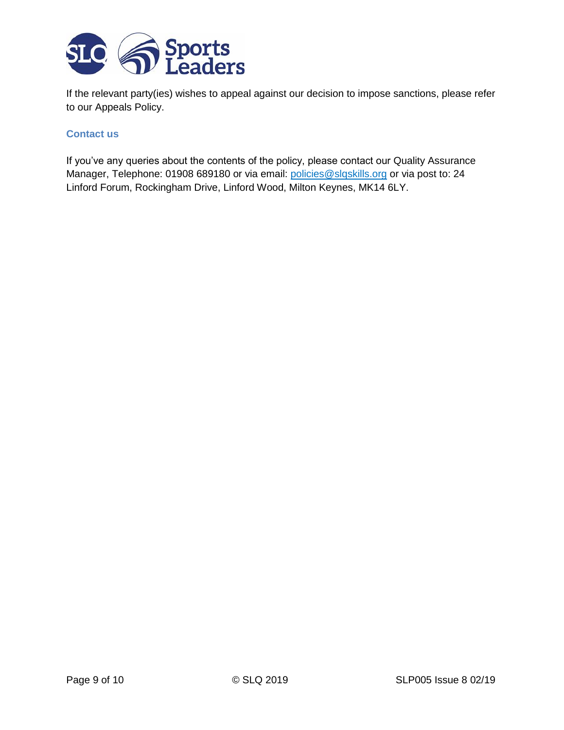If the relevant party(ies) wishes to appeal against our decision to impose sanctions, please refer to our Appeals Policy.

### Contact us

If you've any queries about the contents of the policy, please contact our Quality Assurance Manager, Telephone: 01908 689180 or via email: policies@slqskills.org or via post to: 24 Linford Forum, Rockingham Drive, Linford Wood, Milton Keynes, MK14 6LY.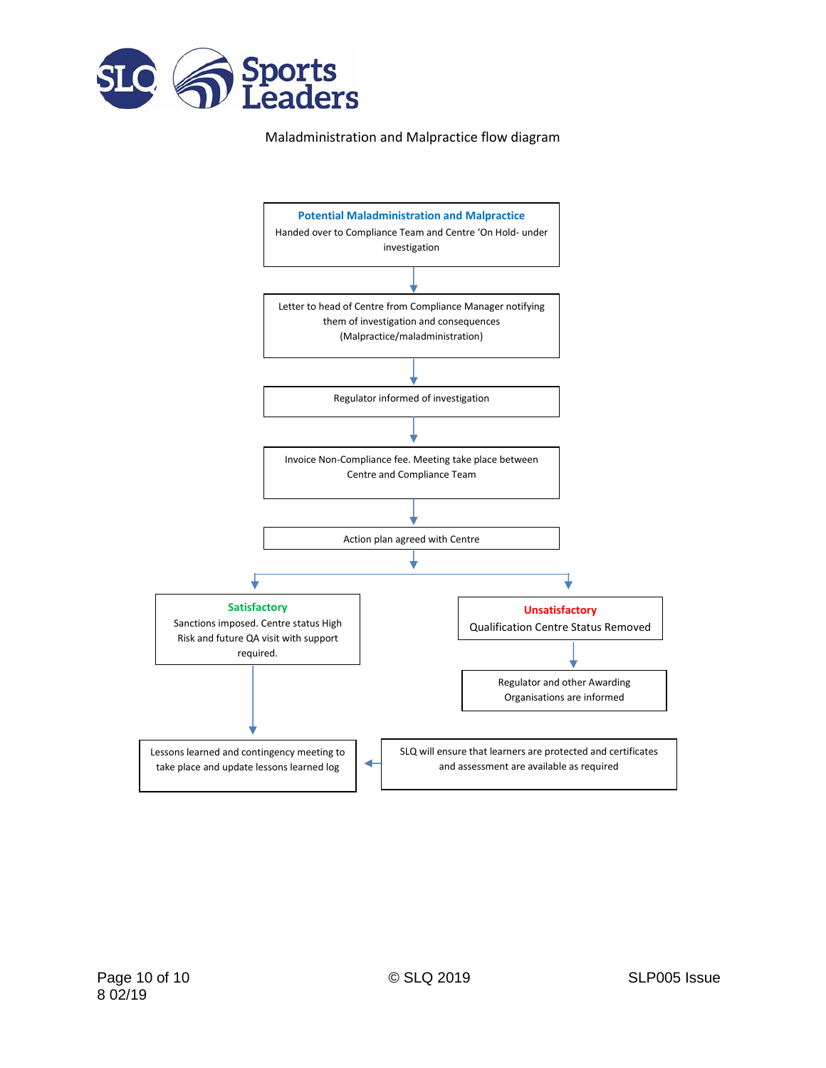Maladministration and Malpractice flow diagram

**Potential Maladministration and Malpractice**
Handed over to Compliance Team and Centre 'On Hold- under investigation

Letter to head of Centre from Compliance Manager notifying them of investigation and consequences (Malpractice/maladministration)

Regulator informed of investigation

Invoice Non-Compliance fee. Meeting take place between Centre and Compliance Team

Action plan agreed with Centre

**Satisfactory**
Sanctions imposed. Centre status High Risk and future QA visit with support required.

**Unsatisfactory**
Qualification Centre Status Removed

Regulator and other Awarding Organisations are informed

SLQ will ensure that learners are protected and certificates and assessment are available as required

Lessons learned and contingency meeting to take place and update lessons learned log